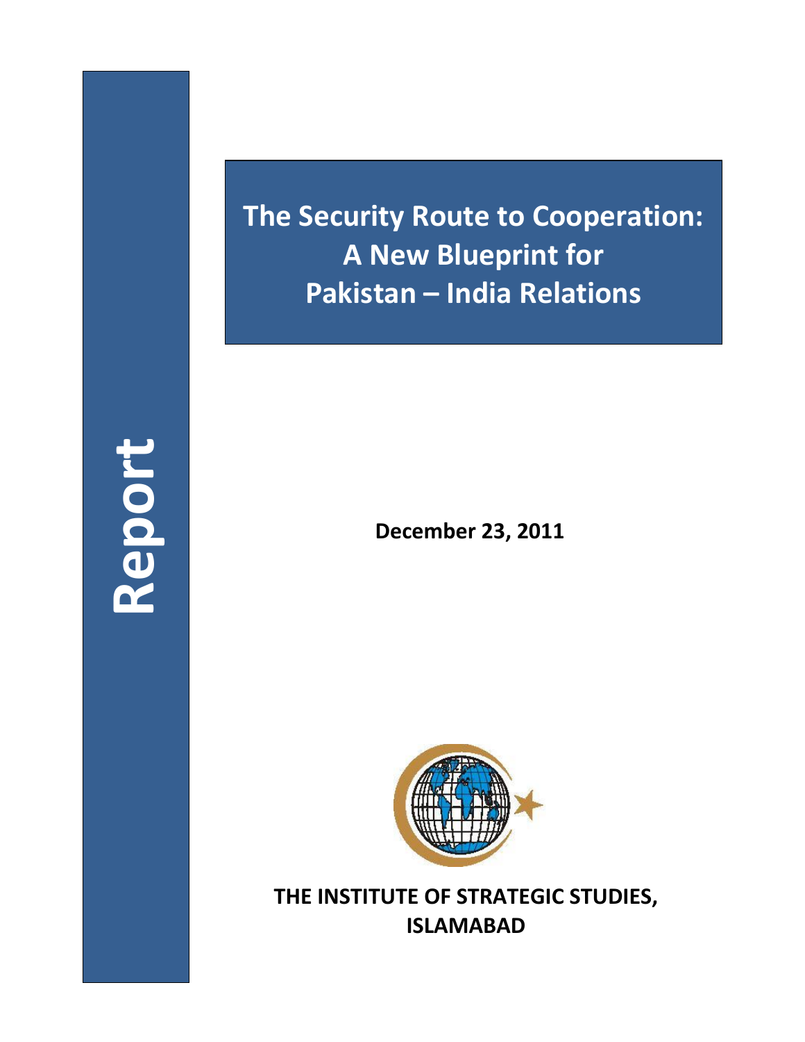Report

# The Security Route to Cooperation: A New Blueprint for Pakistan – India Relations

**December 23, 2011**

**THE INSTITUTE OF STRATEGIC STUDIES, ISLAMABAD**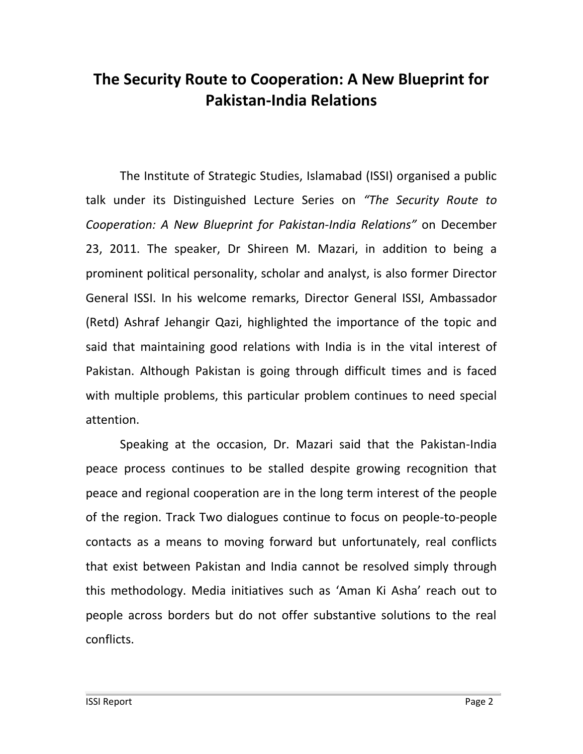# The Security Route to Cooperation: A New Blueprint for Pakistan-India Relations

The Institute of Strategic Studies, Islamabad (ISSI) organised a public talk under its Distinguished Lecture Series on *"The Security Route to Cooperation: A New Blueprint for Pakistan-India Relations"* on December 23, 2011. The speaker, Dr Shireen M. Mazari, in addition to being a prominent political personality, scholar and analyst, is also former Director General ISSI. In his welcome remarks, Director General ISSI, Ambassador (Retd) Ashraf Jehangir Qazi, highlighted the importance of the topic and said that maintaining good relations with India is in the vital interest of Pakistan. Although Pakistan is going through difficult times and is faced with multiple problems, this particular problem continues to need special attention.

Speaking at the occasion, Dr. Mazari said that the Pakistan-India peace process continues to be stalled despite growing recognition that peace and regional cooperation are in the long term interest of the people of the region. Track Two dialogues continue to focus on people-to-people contacts as a means to moving forward but unfortunately, real conflicts that exist between Pakistan and India cannot be resolved simply through this methodology. Media initiatives such as 'Aman Ki Asha' reach out to people across borders but do not offer substantive solutions to the real conflicts.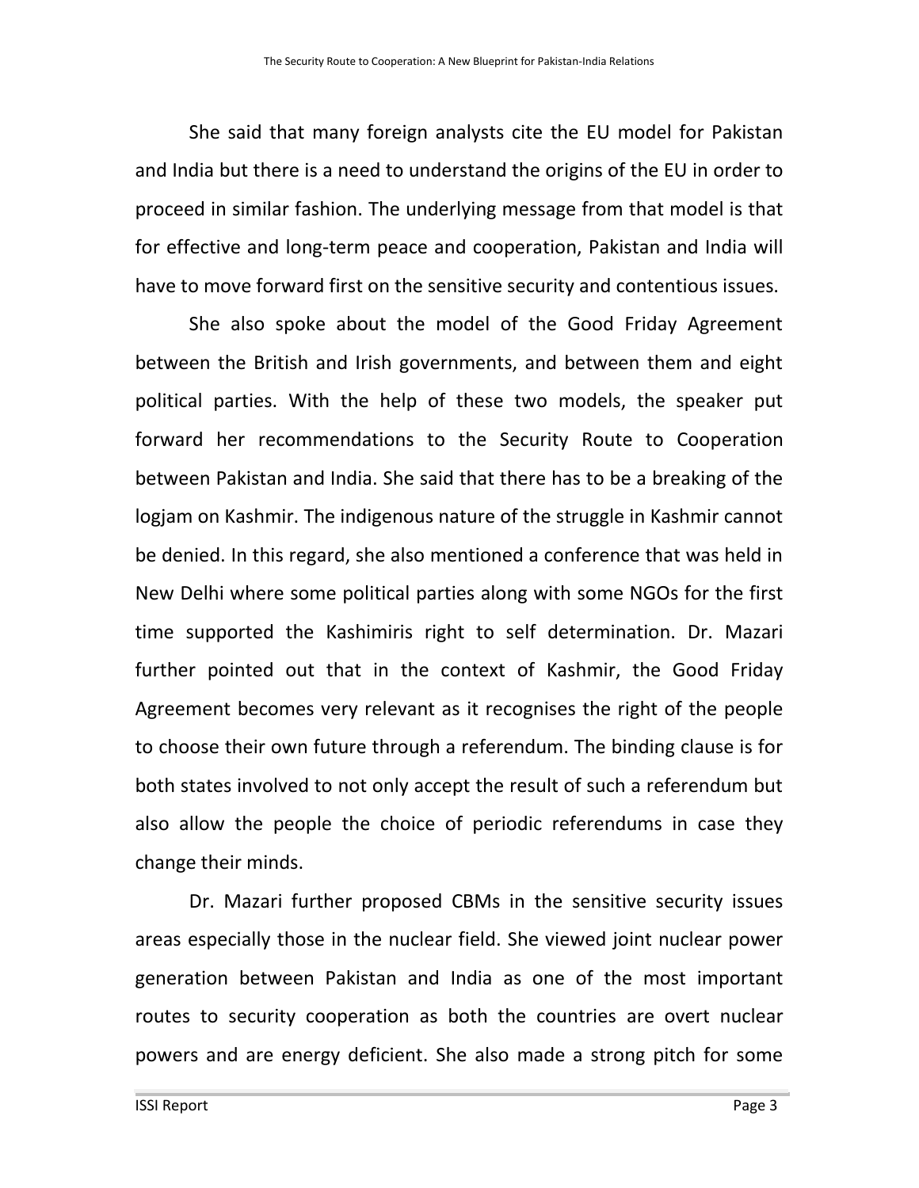She said that many foreign analysts cite the EU model for Pakistan and India but there is a need to understand the origins of the EU in order to proceed in similar fashion. The underlying message from that model is that for effective and long-term peace and cooperation, Pakistan and India will have to move forward first on the sensitive security and contentious issues.

She also spoke about the model of the Good Friday Agreement between the British and Irish governments, and between them and eight political parties. With the help of these two models, the speaker put forward her recommendations to the Security Route to Cooperation between Pakistan and India. She said that there has to be a breaking of the logjam on Kashmir. The indigenous nature of the struggle in Kashmir cannot be denied. In this regard, she also mentioned a conference that was held in New Delhi where some political parties along with some NGOs for the first time supported the Kashimiris right to self determination. Dr. Mazari further pointed out that in the context of Kashmir, the Good Friday Agreement becomes very relevant as it recognises the right of the people to choose their own future through a referendum. The binding clause is for both states involved to not only accept the result of such a referendum but also allow the people the choice of periodic referendums in case they change their minds.

Dr. Mazari further proposed CBMs in the sensitive security issues areas especially those in the nuclear field. She viewed joint nuclear power generation between Pakistan and India as one of the most important routes to security cooperation as both the countries are overt nuclear powers and are energy deficient. She also made a strong pitch for some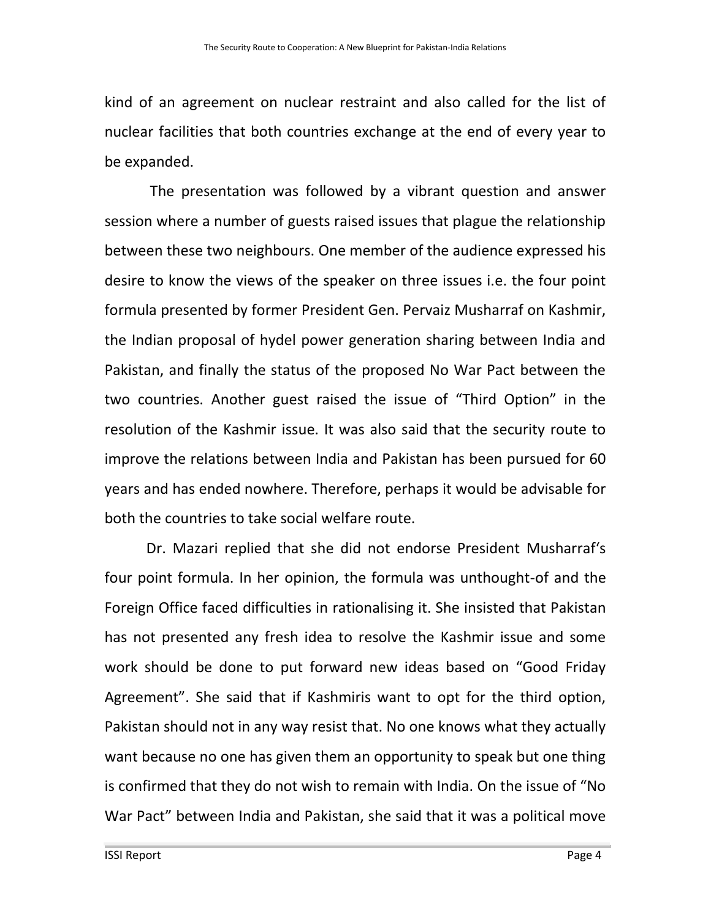kind of an agreement on nuclear restraint and also called for the list of nuclear facilities that both countries exchange at the end of every year to be expanded.

The presentation was followed by a vibrant question and answer session where a number of guests raised issues that plague the relationship between these two neighbours. One member of the audience expressed his desire to know the views of the speaker on three issues i.e. the four point formula presented by former President Gen. Pervaiz Musharraf on Kashmir, the Indian proposal of hydel power generation sharing between India and Pakistan, and finally the status of the proposed No War Pact between the two countries. Another guest raised the issue of "Third Option" in the resolution of the Kashmir issue. It was also said that the security route to improve the relations between India and Pakistan has been pursued for 60 years and has ended nowhere. Therefore, perhaps it would be advisable for both the countries to take social welfare route.

Dr. Mazari replied that she did not endorse President Musharraf's four point formula. In her opinion, the formula was unthought-of and the Foreign Office faced difficulties in rationalising it. She insisted that Pakistan has not presented any fresh idea to resolve the Kashmir issue and some work should be done to put forward new ideas based on "Good Friday Agreement". She said that if Kashmiris want to opt for the third option, Pakistan should not in any way resist that. No one knows what they actually want because no one has given them an opportunity to speak but one thing is confirmed that they do not wish to remain with India. On the issue of "No War Pact" between India and Pakistan, she said that it was a political move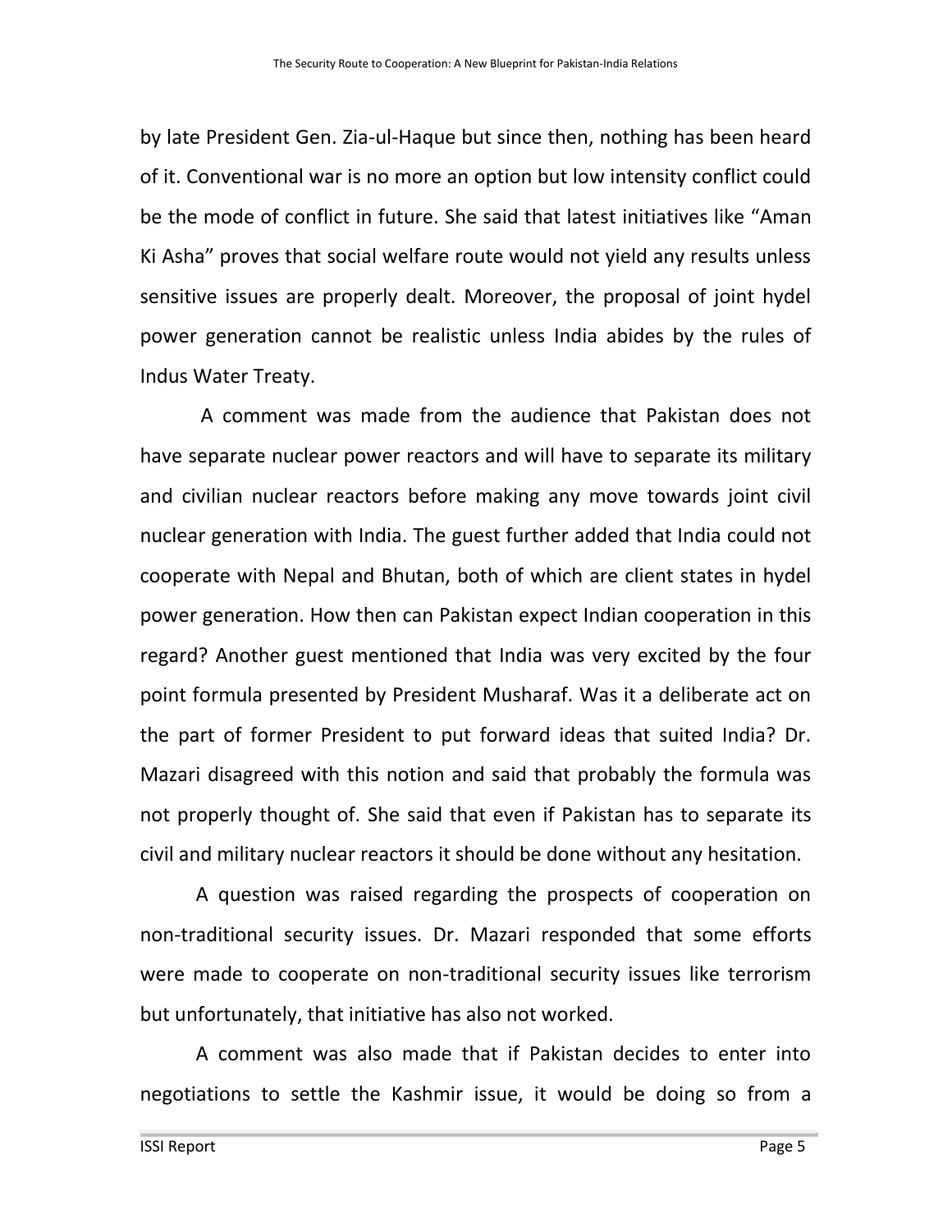by late President Gen. Zia-ul-Haque but since then, nothing has been heard of it. Conventional war is no more an option but low intensity conflict could be the mode of conflict in future. She said that latest initiatives like "Aman Ki Asha" proves that social welfare route would not yield any results unless sensitive issues are properly dealt. Moreover, the proposal of joint hydel power generation cannot be realistic unless India abides by the rules of Indus Water Treaty.

A comment was made from the audience that Pakistan does not have separate nuclear power reactors and will have to separate its military and civilian nuclear reactors before making any move towards joint civil nuclear generation with India. The guest further added that India could not cooperate with Nepal and Bhutan, both of which are client states in hydel power generation. How then can Pakistan expect Indian cooperation in this regard? Another guest mentioned that India was very excited by the four point formula presented by President Musharaf. Was it a deliberate act on the part of former President to put forward ideas that suited India? Dr. Mazari disagreed with this notion and said that probably the formula was not properly thought of. She said that even if Pakistan has to separate its civil and military nuclear reactors it should be done without any hesitation.

A question was raised regarding the prospects of cooperation on non-traditional security issues. Dr. Mazari responded that some efforts were made to cooperate on non-traditional security issues like terrorism but unfortunately, that initiative has also not worked.

A comment was also made that if Pakistan decides to enter into negotiations to settle the Kashmir issue, it would be doing so from a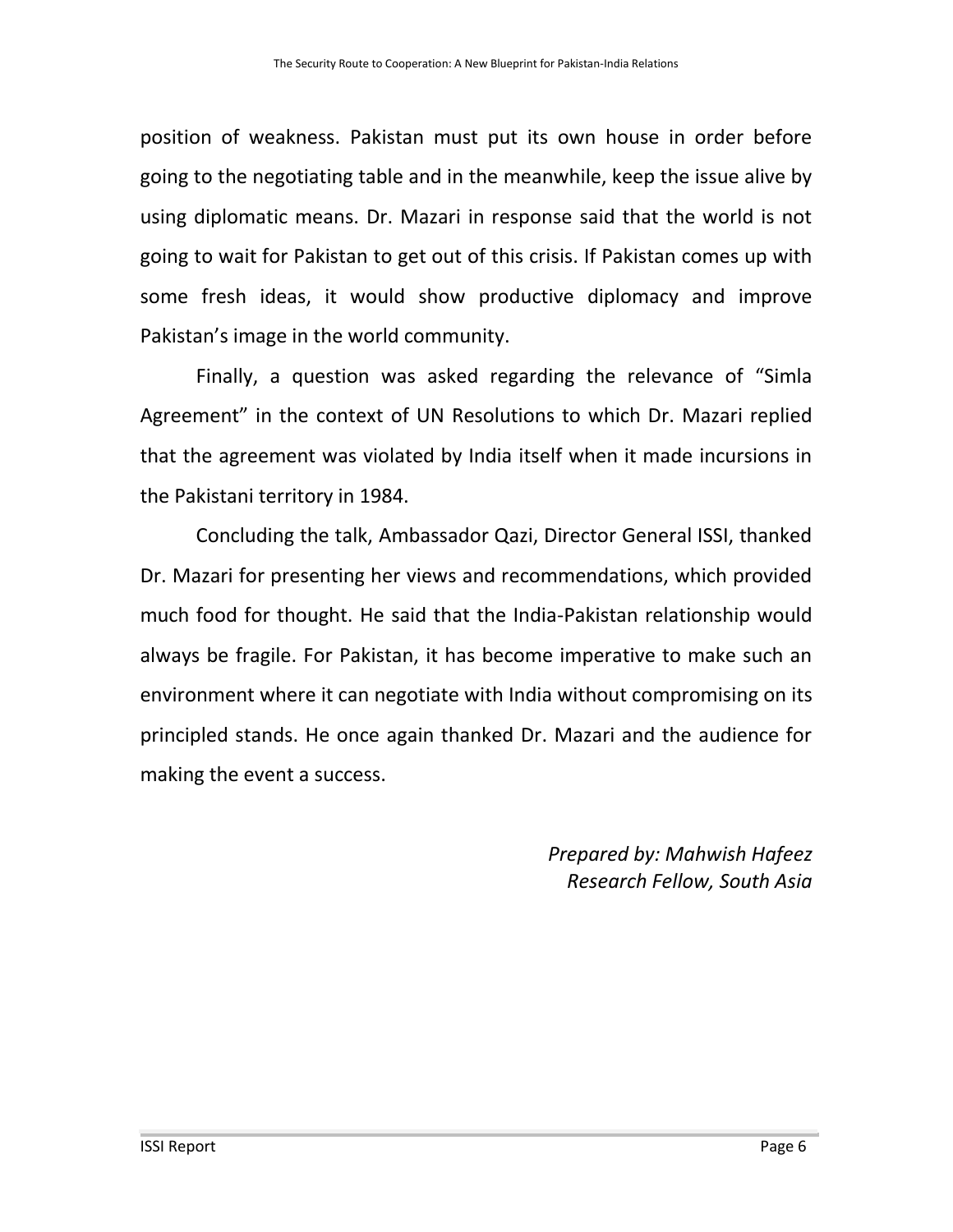position of weakness. Pakistan must put its own house in order before going to the negotiating table and in the meanwhile, keep the issue alive by using diplomatic means. Dr. Mazari in response said that the world is not going to wait for Pakistan to get out of this crisis. If Pakistan comes up with some fresh ideas, it would show productive diplomacy and improve Pakistan's image in the world community.

Finally, a question was asked regarding the relevance of "Simla Agreement" in the context of UN Resolutions to which Dr. Mazari replied that the agreement was violated by India itself when it made incursions in the Pakistani territory in 1984.

Concluding the talk, Ambassador Qazi, Director General ISSI, thanked Dr. Mazari for presenting her views and recommendations, which provided much food for thought. He said that the India-Pakistan relationship would always be fragile. For Pakistan, it has become imperative to make such an environment where it can negotiate with India without compromising on its principled stands. He once again thanked Dr. Mazari and the audience for making the event a success.

*Prepared by: Mahwish Hafeez*
*Research Fellow, South Asia*